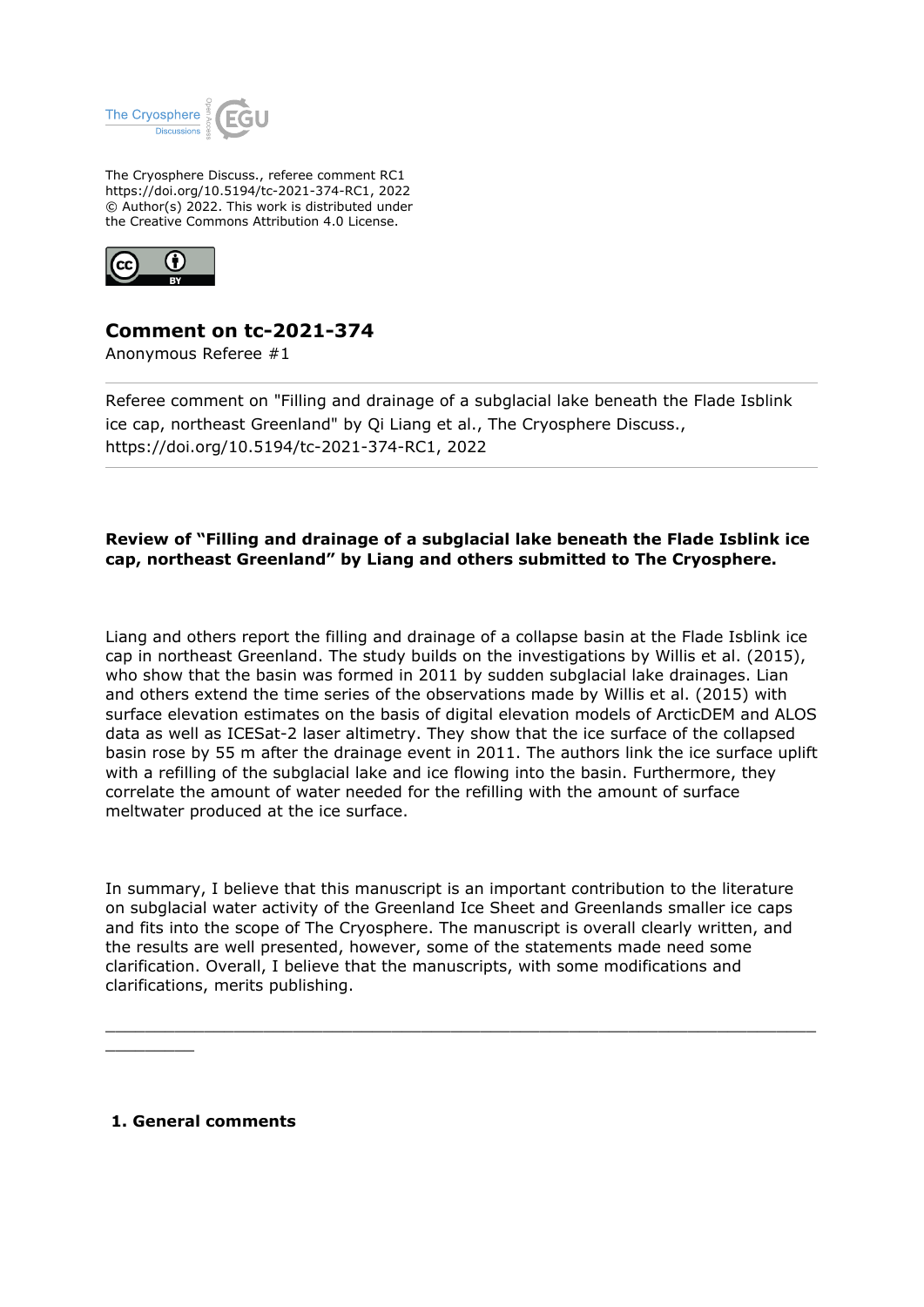The Cryosphere Discuss., referee comment RC1
https://doi.org/10.5194/tc-2021-374-RC1, 2022
© Author(s) 2022. This work is distributed under
the Creative Commons Attribution 4.0 License.

# Comment on tc-2021-374

Anonymous Referee #1

---

Referee comment on "Filling and drainage of a subglacial lake beneath the Flade Isblink ice cap, northeast Greenland" by Qi Liang et al., The Cryosphere Discuss., https://doi.org/10.5194/tc-2021-374-RC1, 2022

---

**Review of "Filling and drainage of a subglacial lake beneath the Flade Isblink ice cap, northeast Greenland" by Liang and others submitted to The Cryosphere.**

Liang and others report the filling and drainage of a collapse basin at the Flade Isblink ice cap in northeast Greenland. The study builds on the investigations by Willis et al. (2015), who show that the basin was formed in 2011 by sudden subglacial lake drainages. Lian and others extend the time series of the observations made by Willis et al. (2015) with surface elevation estimates on the basis of digital elevation models of ArcticDEM and ALOS data as well as ICESat-2 laser altimetry. They show that the ice surface of the collapsed basin rose by 55 m after the drainage event in 2011. The authors link the ice surface uplift with a refilling of the subglacial lake and ice flowing into the basin. Furthermore, they correlate the amount of water needed for the refilling with the amount of surface meltwater produced at the ice surface.

In summary, I believe that this manuscript is an important contribution to the literature on subglacial water activity of the Greenland Ice Sheet and Greenlands smaller ice caps and fits into the scope of The Cryosphere. The manuscript is overall clearly written, and the results are well presented, however, some of the statements made need some clarification. Overall, I believe that the manuscripts, with some modifications and clarifications, merits publishing.

---

## 1. General comments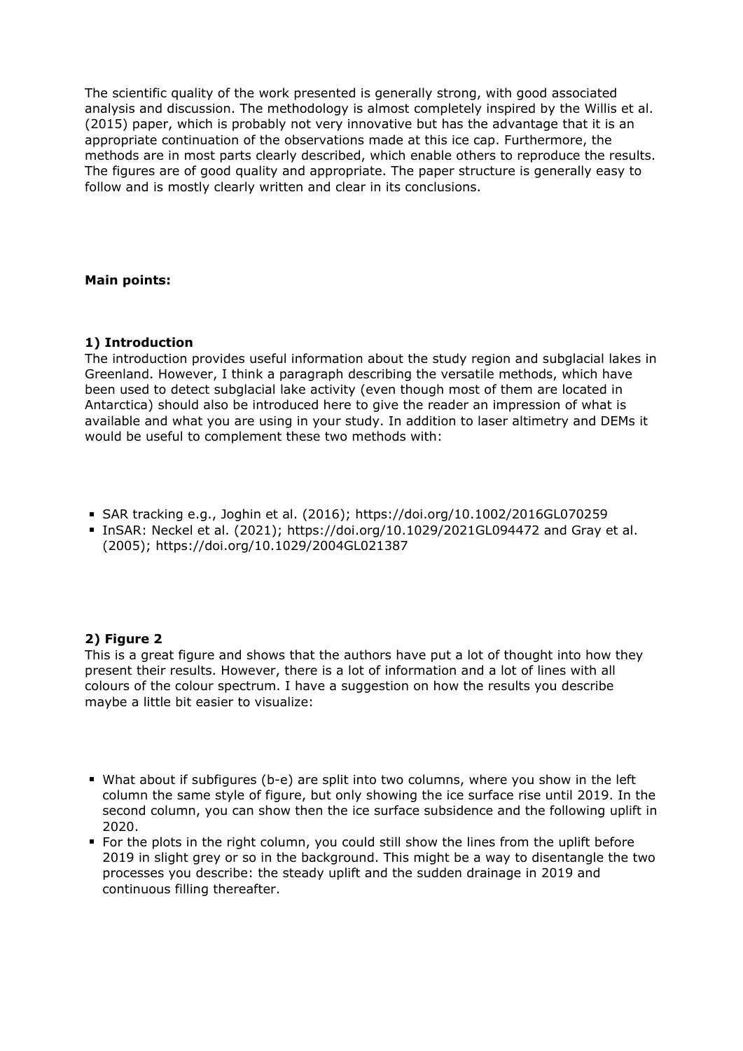The scientific quality of the work presented is generally strong, with good associated analysis and discussion. The methodology is almost completely inspired by the Willis et al. (2015) paper, which is probably not very innovative but has the advantage that it is an appropriate continuation of the observations made at this ice cap. Furthermore, the methods are in most parts clearly described, which enable others to reproduce the results. The figures are of good quality and appropriate. The paper structure is generally easy to follow and is mostly clearly written and clear in its conclusions.

**Main points:**

**1) Introduction**

The introduction provides useful information about the study region and subglacial lakes in Greenland. However, I think a paragraph describing the versatile methods, which have been used to detect subglacial lake activity (even though most of them are located in Antarctica) should also be introduced here to give the reader an impression of what is available and what you are using in your study. In addition to laser altimetry and DEMs it would be useful to complement these two methods with:

- SAR tracking e.g., Joghin et al. (2016); https://doi.org/10.1002/2016GL070259
- InSAR: Neckel et al. (2021); https://doi.org/10.1029/2021GL094472 and Gray et al. (2005); https://doi.org/10.1029/2004GL021387

**2) Figure 2**

This is a great figure and shows that the authors have put a lot of thought into how they present their results. However, there is a lot of information and a lot of lines with all colours of the colour spectrum. I have a suggestion on how the results you describe maybe a little bit easier to visualize:

- What about if subfigures (b-e) are split into two columns, where you show in the left column the same style of figure, but only showing the ice surface rise until 2019. In the second column, you can show then the ice surface subsidence and the following uplift in 2020.
- For the plots in the right column, you could still show the lines from the uplift before 2019 in slight grey or so in the background. This might be a way to disentangle the two processes you describe: the steady uplift and the sudden drainage in 2019 and continuous filling thereafter.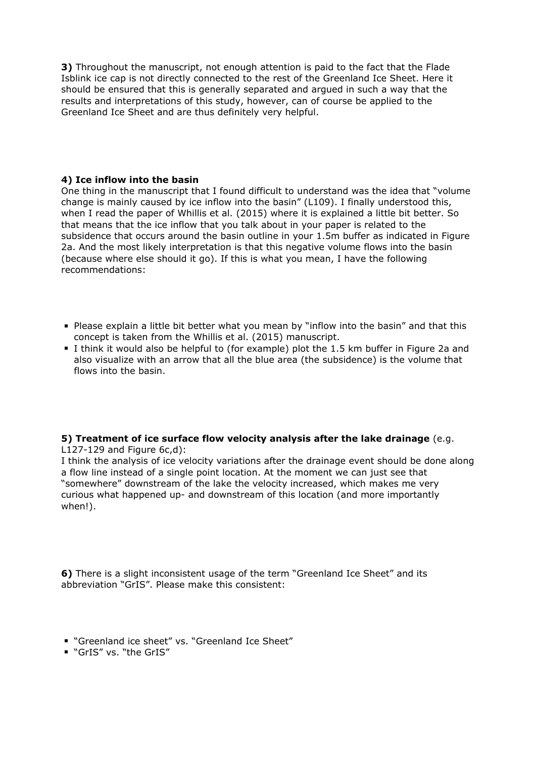**3)** Throughout the manuscript, not enough attention is paid to the fact that the Flade Isblink ice cap is not directly connected to the rest of the Greenland Ice Sheet. Here it should be ensured that this is generally separated and argued in such a way that the results and interpretations of this study, however, can of course be applied to the Greenland Ice Sheet and are thus definitely very helpful.

**4) Ice inflow into the basin**

One thing in the manuscript that I found difficult to understand was the idea that "volume change is mainly caused by ice inflow into the basin" (L109). I finally understood this, when I read the paper of Whillis et al. (2015) where it is explained a little bit better. So that means that the ice inflow that you talk about in your paper is related to the subsidence that occurs around the basin outline in your 1.5m buffer as indicated in Figure 2a. And the most likely interpretation is that this negative volume flows into the basin (because where else should it go). If this is what you mean, I have the following recommendations:

- Please explain a little bit better what you mean by "inflow into the basin" and that this concept is taken from the Whillis et al. (2015) manuscript.
- I think it would also be helpful to (for example) plot the 1.5 km buffer in Figure 2a and also visualize with an arrow that all the blue area (the subsidence) is the volume that flows into the basin.

**5) Treatment of ice surface flow velocity analysis after the lake drainage** (e.g. L127-129 and Figure 6c,d):

I think the analysis of ice velocity variations after the drainage event should be done along a flow line instead of a single point location. At the moment we can just see that "somewhere" downstream of the lake the velocity increased, which makes me very curious what happened up- and downstream of this location (and more importantly when!).

**6)** There is a slight inconsistent usage of the term "Greenland Ice Sheet" and its abbreviation "GrIS". Please make this consistent:

- "Greenland ice sheet" vs. "Greenland Ice Sheet"
- "GrIS" vs. "the GrIS"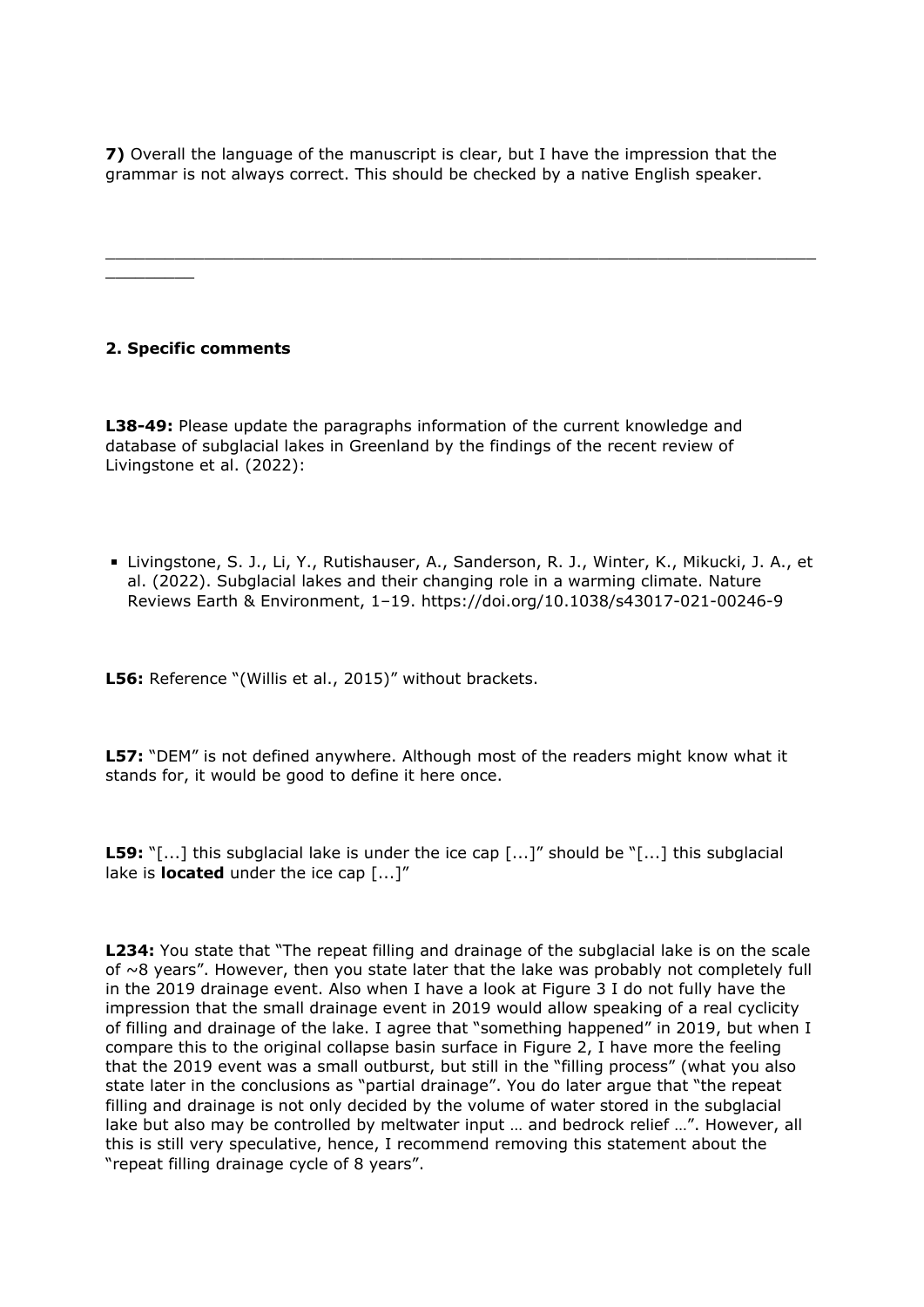**7)** Overall the language of the manuscript is clear, but I have the impression that the grammar is not always correct. This should be checked by a native English speaker.

---

## 2. Specific comments

**L38-49:** Please update the paragraphs information of the current knowledge and database of subglacial lakes in Greenland by the findings of the recent review of Livingstone et al. (2022):

- Livingstone, S. J., Li, Y., Rutishauser, A., Sanderson, R. J., Winter, K., Mikucki, J. A., et al. (2022). Subglacial lakes and their changing role in a warming climate. Nature Reviews Earth & Environment, 1–19. https://doi.org/10.1038/s43017-021-00246-9

**L56:** Reference "(Willis et al., 2015)" without brackets.

**L57:** "DEM" is not defined anywhere. Although most of the readers might know what it stands for, it would be good to define it here once.

**L59:** "[...] this subglacial lake is under the ice cap [...]" should be "[...] this subglacial lake is **located** under the ice cap [...]"

**L234:** You state that "The repeat filling and drainage of the subglacial lake is on the scale of ~8 years". However, then you state later that the lake was probably not completely full in the 2019 drainage event. Also when I have a look at Figure 3 I do not fully have the impression that the small drainage event in 2019 would allow speaking of a real cyclicity of filling and drainage of the lake. I agree that "something happened" in 2019, but when I compare this to the original collapse basin surface in Figure 2, I have more the feeling that the 2019 event was a small outburst, but still in the "filling process" (what you also state later in the conclusions as "partial drainage". You do later argue that "the repeat filling and drainage is not only decided by the volume of water stored in the subglacial lake but also may be controlled by meltwater input … and bedrock relief …". However, all this is still very speculative, hence, I recommend removing this statement about the "repeat filling drainage cycle of 8 years".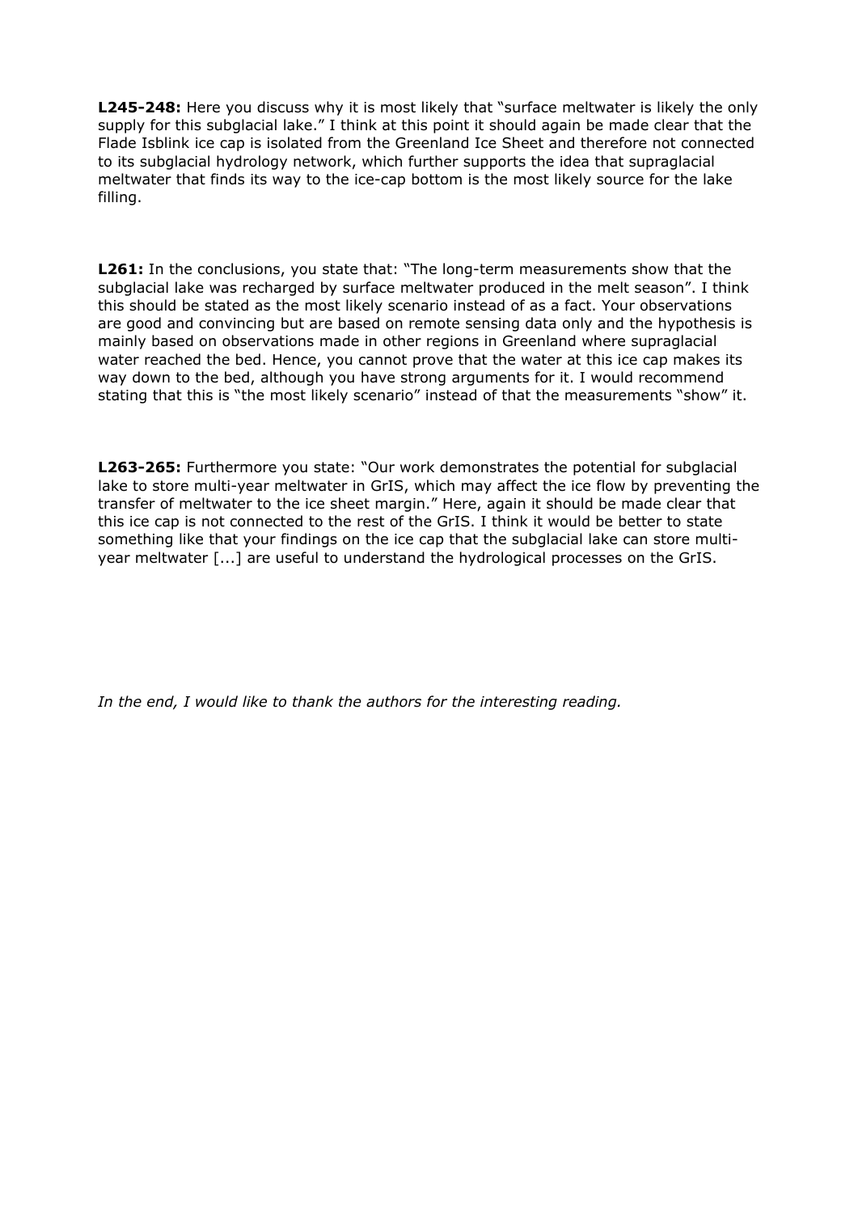**L245-248:** Here you discuss why it is most likely that "surface meltwater is likely the only supply for this subglacial lake." I think at this point it should again be made clear that the Flade Isblink ice cap is isolated from the Greenland Ice Sheet and therefore not connected to its subglacial hydrology network, which further supports the idea that supraglacial meltwater that finds its way to the ice-cap bottom is the most likely source for the lake filling.

**L261:** In the conclusions, you state that: "The long-term measurements show that the subglacial lake was recharged by surface meltwater produced in the melt season". I think this should be stated as the most likely scenario instead of as a fact. Your observations are good and convincing but are based on remote sensing data only and the hypothesis is mainly based on observations made in other regions in Greenland where supraglacial water reached the bed. Hence, you cannot prove that the water at this ice cap makes its way down to the bed, although you have strong arguments for it. I would recommend stating that this is "the most likely scenario" instead of that the measurements "show" it.

**L263-265:** Furthermore you state: "Our work demonstrates the potential for subglacial lake to store multi-year meltwater in GrIS, which may affect the ice flow by preventing the transfer of meltwater to the ice sheet margin." Here, again it should be made clear that this ice cap is not connected to the rest of the GrIS. I think it would be better to state something like that your findings on the ice cap that the subglacial lake can store multi-year meltwater [...] are useful to understand the hydrological processes on the GrIS.

*In the end, I would like to thank the authors for the interesting reading.*